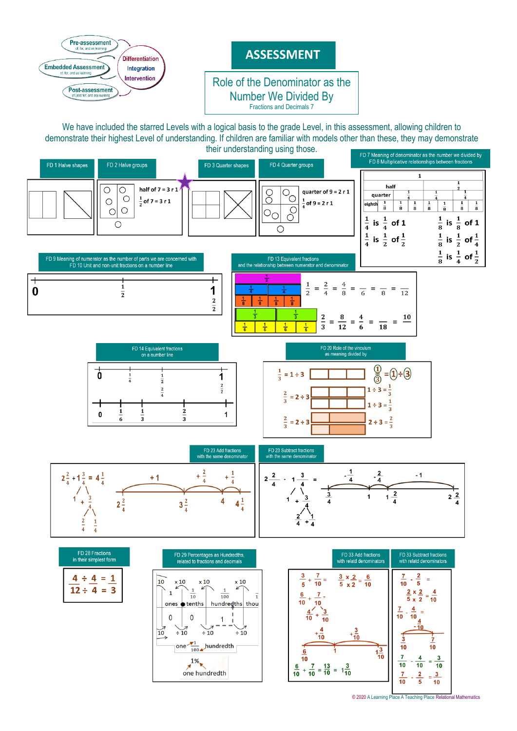Pre-assessment
(of, for, and as learning)

Embedded Assessment
(of, for, and as learning)

Post-assessment
(of (and for and as) learning)

Differentiation
Integration
Intervention

# ASSESSMENT

## Role of the Denominator as the Number We Divided By

Fractions and Decimals 7

We have included the starred Levels with a logical basis to the grade Level, in this assessment, allowing children to demonstrate their highest Level of understanding. If children are familiar with models other than these, they may demonstrate their understanding using those.

**FD 1 Halve shapes**

**FD 2 Halve groups**

half of 7 = 3 r 1

$\frac{1}{2}$ of 7 = 3 r 1

**FD 3 Quarter shapes**

**FD 4 Quarter groups**

quarter of 9 = 2 r 1

$\frac{1}{4}$ of 9 = 2 r 1

**FD 7 Meaning of denominator as the number we divided by**
**FD 8 Multiplicative relationships between fractions**

1

half $\frac{1}{2}$

quarter $\frac{1}{4}$ $\frac{1}{4}$ $\frac{1}{4}$ $\frac{1}{4}$

eighth $\frac{1}{8}$ $\frac{1}{8}$ $\frac{1}{8}$ $\frac{1}{8}$ $\frac{1}{8}$ $\frac{1}{8}$ $\frac{1}{8}$ $\frac{1}{8}$

$\frac{1}{4}$ is $\frac{1}{4}$ of 1 &nbsp;&nbsp;&nbsp; $\frac{1}{8}$ is $\frac{1}{8}$ of 1

$\frac{1}{4}$ is $\frac{1}{2}$ of $\frac{1}{2}$ &nbsp;&nbsp;&nbsp; $\frac{1}{8}$ is $\frac{1}{2}$ of $\frac{1}{4}$

$\frac{1}{8}$ is $\frac{1}{4}$ of $\frac{1}{2}$

**FD 9 Meaning of numerator as the number of parts we are concerned with**
**FD 10 Unit and non-unit fractions on a number line**

0 &nbsp;&nbsp; $\frac{1}{2}$ &nbsp;&nbsp; 1, $\frac{2}{2}$

**FD 13 Equivalent fractions and the relationship between numerator and denominator**

$\frac{1}{2}$; $\frac{1}{4}$ $\frac{1}{4}$; $\frac{1}{8}$ $\frac{1}{8}$ $\frac{1}{8}$ $\frac{1}{8}$

$\frac{1}{2} = \frac{2}{4} = \frac{4}{8} = \frac{\ }{6} = \frac{\ }{8} = \frac{\ }{12}$

$\frac{1}{3}$ $\frac{1}{3}$; $\frac{1}{6}$ $\frac{1}{6}$ $\frac{1}{6}$ $\frac{1}{6}$

$\frac{2}{3} = \frac{8}{12} = \frac{4}{6} = \frac{\ }{18} = \frac{10}{\ }$

**FD 14 Equivalent fractions on a number line**

0 &nbsp; $\frac{1}{4}$ &nbsp; $\frac{1}{2}$, $\frac{2}{4}$ &nbsp; 1, $\frac{2}{2}$

0 &nbsp; $\frac{1}{6}$ &nbsp; $\frac{1}{3}$ &nbsp; $\frac{2}{3}$ &nbsp; 1

**FD 20 Role of the vinculum as meaning divided by**

$\frac{1}{3} = 1 \div 3$ &nbsp;&nbsp; $\frac{1}{3} = 1 \div 3$

$\frac{2}{3} = 2 \div 3$ &nbsp;&nbsp; $1 \div 3 = \frac{1}{3}$, $1 \div 3 = \frac{1}{3}$

$\frac{2}{3} = 2 \div 3$ &nbsp;&nbsp; $2 \div 3 = \frac{2}{3}$

**FD 23 Add fractions with the same denominator**

$2\frac{2}{4} + 1\frac{3}{4} = 4\frac{1}{4}$

$1 + \frac{3}{4}$; $\frac{2}{4} + \frac{1}{4}$

$2\frac{2}{4}$ &nbsp; +1 &nbsp; $3\frac{2}{4}$ &nbsp; $+\frac{2}{4}$ &nbsp; 4 &nbsp; $+\frac{1}{4}$ &nbsp; $4\frac{1}{4}$

**FD 23 Subtract fractions with the same denominator**

$2\frac{2}{4} - 1\frac{3}{4} =$

$1 + \frac{3}{4}$; $\frac{2}{4} + \frac{1}{4}$

$\frac{3}{4}$ &nbsp; $-\frac{1}{4}$ &nbsp; 1 &nbsp; $-\frac{2}{4}$ &nbsp; $1\frac{2}{4}$ &nbsp; −1 &nbsp; $2\frac{2}{4}$

**FD 28 Fractions in their simplest form**

$$\frac{4 \div 4}{12 \div 4} = \frac{1}{3}$$

**FD 29 Percentages as Hundredths, related to fractions and decimals**

| ones | tenths | hundredths | thou |
|---|---|---|---|
| 0 | 0 | 1 | |

×10, ×10, ×10; ÷10, ÷10, ÷10; 10, 1, $\frac{1}{10}$, $\frac{1}{100}$, $\frac{1}{1}$

one $\frac{1}{100}$ hundredth

1%

one hundredth

**FD 33 Add fractions with relatd denominators**

$\frac{3}{5} + \frac{7}{10} =$ &nbsp;&nbsp; $\frac{3 \times 2}{5 \times 2} = \frac{6}{10}$

$\frac{6}{10} + \frac{7}{10} =$

$\frac{4}{10} + \frac{3}{10}$

$\frac{6}{10}$ &nbsp; $+\frac{4}{10}$ &nbsp; 1 &nbsp; $+\frac{3}{10}$ &nbsp; $1\frac{3}{10}$

$\frac{6}{10} + \frac{7}{10} = \frac{13}{10} = 1\frac{3}{10}$

**FD 33 Subtract fractions with relatd denominators**

$\frac{7}{10} - \frac{2}{5} =$ &nbsp;&nbsp; $\frac{2 \times 2}{5 \times 2} = \frac{4}{10}$

$\frac{7}{10} - \frac{4}{10} =$

$\frac{3}{10}$ &nbsp; $-\frac{4}{10}$ &nbsp; $\frac{7}{10}$

$\frac{7}{10} - \frac{4}{10} = \frac{3}{10}$

$\frac{7}{10} - \frac{2}{5} = \frac{3}{10}$

© 2020 A Learning Place A Teaching Place Relational Mathematics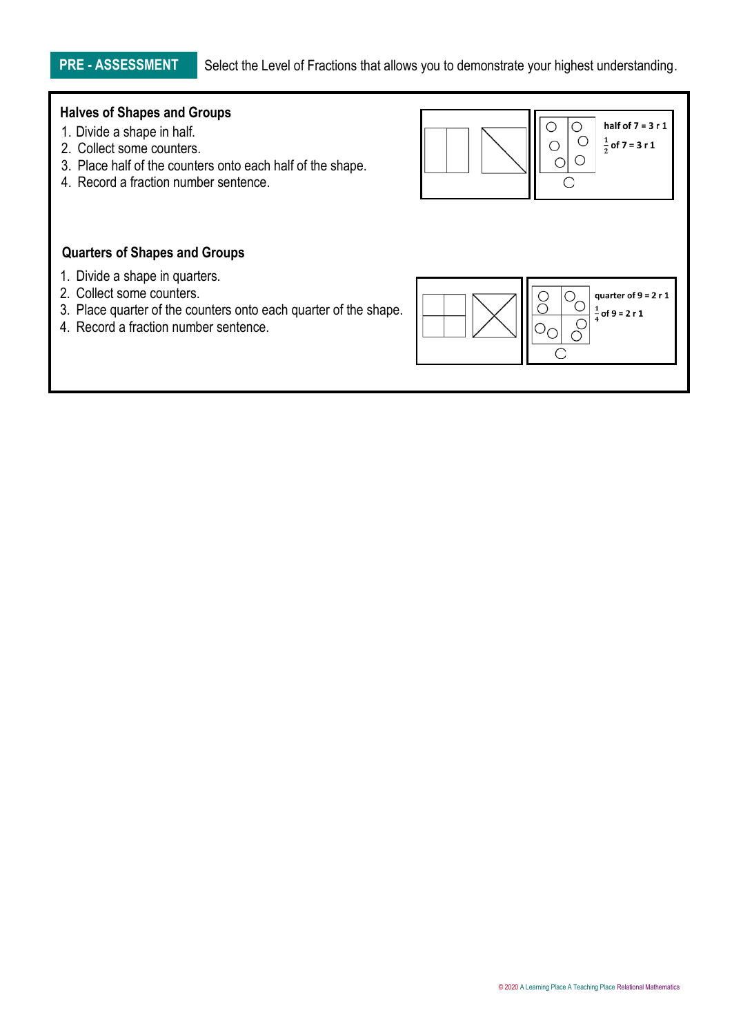**PRE - ASSESSMENT** Select the Level of Fractions that allows you to demonstrate your highest understanding.

### Halves of Shapes and Groups

1. Divide a shape in half.
2. Collect some counters.
3. Place half of the counters onto each half of the shape.
4. Record a fraction number sentence.

half of 7 = 3 r 1

$\frac{1}{2}$ of 7 = 3 r 1

### Quarters of Shapes and Groups

1. Divide a shape in quarters.
2. Collect some counters.
3. Place quarter of the counters onto each quarter of the shape.
4. Record a fraction number sentence.

quarter of 9 = 2 r 1

$\frac{1}{4}$ of 9 = 2 r 1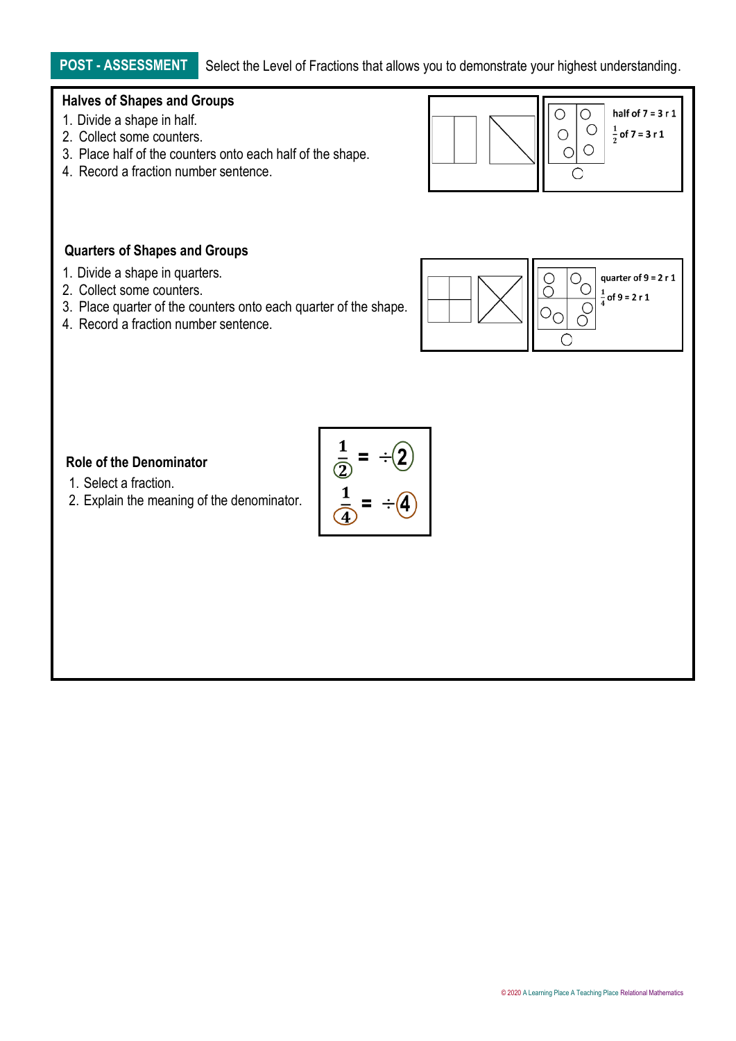**POST - ASSESSMENT** Select the Level of Fractions that allows you to demonstrate your highest understanding.

### Halves of Shapes and Groups

1. Divide a shape in half.
2. Collect some counters.
3. Place half of the counters onto each half of the shape.
4. Record a fraction number sentence.

half of 7 = 3 r 1

$\frac{1}{2}$ of 7 = 3 r 1

### Quarters of Shapes and Groups

1. Divide a shape in quarters.
2. Collect some counters.
3. Place quarter of the counters onto each quarter of the shape.
4. Record a fraction number sentence.

quarter of 9 = 2 r 1

$\frac{1}{4}$ of 9 = 2 r 1

### Role of the Denominator

1. Select a fraction.
2. Explain the meaning of the denominator.

$\frac{1}{2} = \div 2$

$\frac{1}{4} = \div 4$